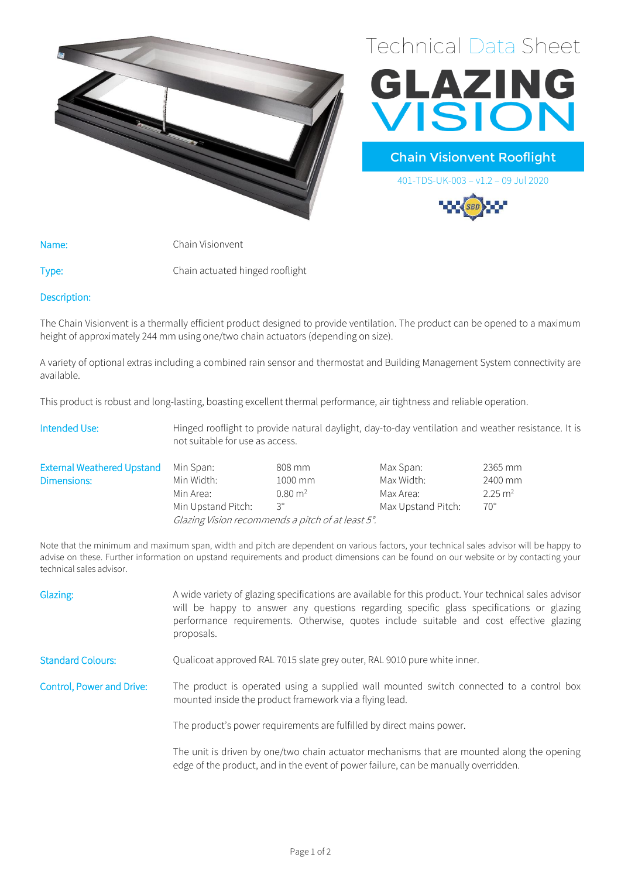# Technical Data Sheet

# GLAZING VISION

## Chain Visionvent Rooflight

401-TDS-UK-003 – v1.2 – 09 Jul 2020

**Name:** Chain Visionvent

**Type:** Chain actuated hinged rooflight

**Description:**

The Chain Visionvent is a thermally efficient product designed to provide ventilation. The product can be opened to a maximum height of approximately 244 mm using one/two chain actuators (depending on size).

A variety of optional extras including a combined rain sensor and thermostat and Building Management System connectivity are available.

This product is robust and long-lasting, boasting excellent thermal performance, air tightness and reliable operation.

**Intended Use:** Hinged rooflight to provide natural daylight, day-to-day ventilation and weather resistance. It is not suitable for use as access.

**External Weathered Upstand Dimensions:**

| | | | |
|---|---|---|---|
| Min Span: | 808 mm | Max Span: | 2365 mm |
| Min Width: | 1000 mm | Max Width: | 2400 mm |
| Min Area: | 0.80 m² | Max Area: | 2.25 m² |
| Min Upstand Pitch: | 3° | Max Upstand Pitch: | 70° |

*Glazing Vision recommends a pitch of at least 5°.*

Note that the minimum and maximum span, width and pitch are dependent on various factors, your technical sales advisor will be happy to advise on these. Further information on upstand requirements and product dimensions can be found on our website or by contacting your technical sales advisor.

**Glazing:** A wide variety of glazing specifications are available for this product. Your technical sales advisor will be happy to answer any questions regarding specific glass specifications or glazing performance requirements. Otherwise, quotes include suitable and cost effective glazing proposals.

**Standard Colours:** Qualicoat approved RAL 7015 slate grey outer, RAL 9010 pure white inner.

**Control, Power and Drive:** The product is operated using a supplied wall mounted switch connected to a control box mounted inside the product framework via a flying lead.

The product's power requirements are fulfilled by direct mains power.

The unit is driven by one/two chain actuator mechanisms that are mounted along the opening edge of the product, and in the event of power failure, can be manually overridden.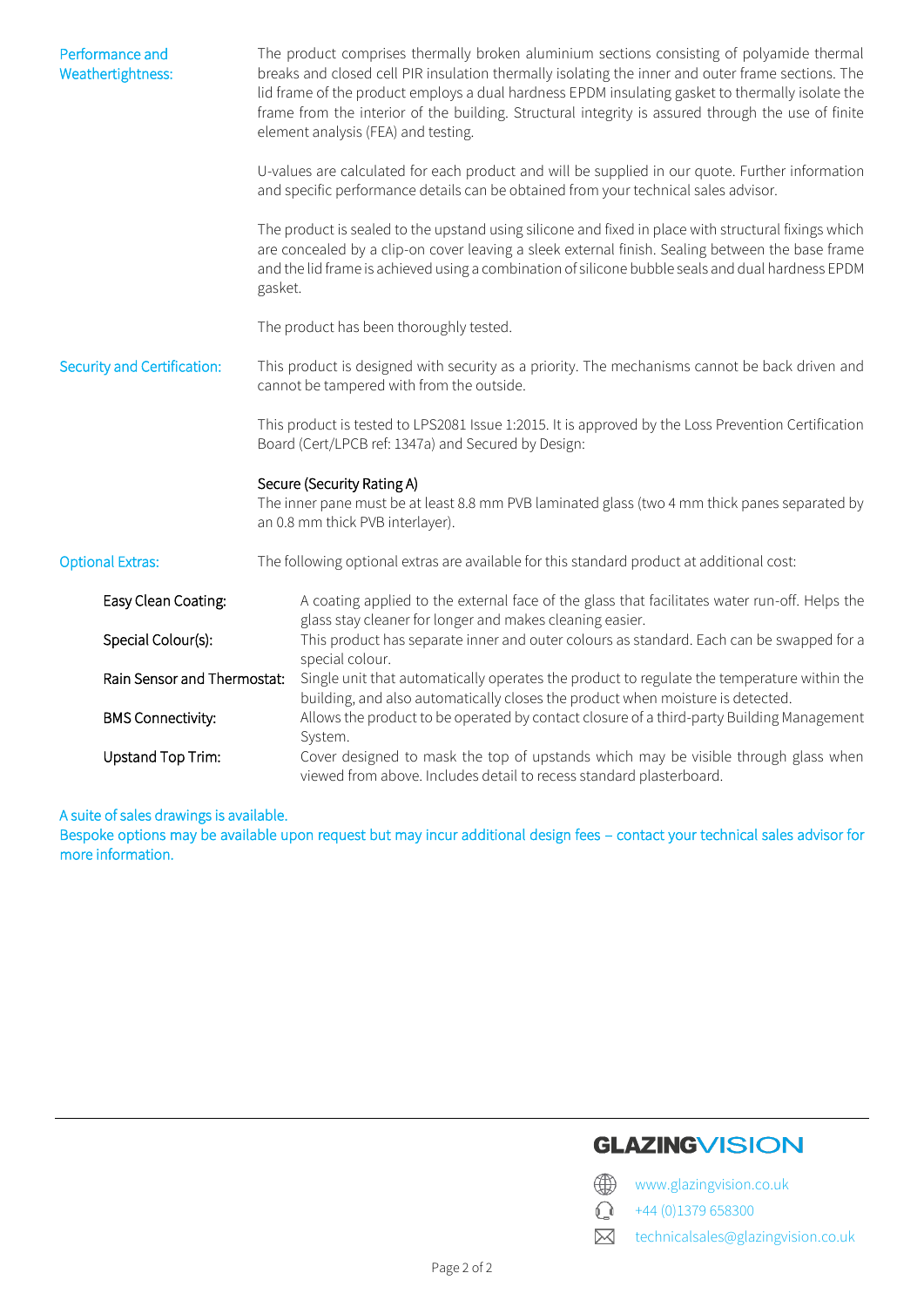**Performance and Weathertightness:**

The product comprises thermally broken aluminium sections consisting of polyamide thermal breaks and closed cell PIR insulation thermally isolating the inner and outer frame sections. The lid frame of the product employs a dual hardness EPDM insulating gasket to thermally isolate the frame from the interior of the building. Structural integrity is assured through the use of finite element analysis (FEA) and testing.

U-values are calculated for each product and will be supplied in our quote. Further information and specific performance details can be obtained from your technical sales advisor.

The product is sealed to the upstand using silicone and fixed in place with structural fixings which are concealed by a clip-on cover leaving a sleek external finish. Sealing between the base frame and the lid frame is achieved using a combination of silicone bubble seals and dual hardness EPDM gasket.

The product has been thoroughly tested.

**Security and Certification:**

This product is designed with security as a priority. The mechanisms cannot be back driven and cannot be tampered with from the outside.

This product is tested to LPS2081 Issue 1:2015. It is approved by the Loss Prevention Certification Board (Cert/LPCB ref: 1347a) and Secured by Design:

Secure (Security Rating A)
The inner pane must be at least 8.8 mm PVB laminated glass (two 4 mm thick panes separated by an 0.8 mm thick PVB interlayer).

**Optional Extras:**

The following optional extras are available for this standard product at additional cost:

| | |
|---|---|
| Easy Clean Coating: | A coating applied to the external face of the glass that facilitates water run-off. Helps the glass stay cleaner for longer and makes cleaning easier. |
| Special Colour(s): | This product has separate inner and outer colours as standard. Each can be swapped for a special colour. |
| Rain Sensor and Thermostat: | Single unit that automatically operates the product to regulate the temperature within the building, and also automatically closes the product when moisture is detected. |
| BMS Connectivity: | Allows the product to be operated by contact closure of a third-party Building Management System. |
| Upstand Top Trim: | Cover designed to mask the top of upstands which may be visible through glass when viewed from above. Includes detail to recess standard plasterboard. |

A suite of sales drawings is available.
Bespoke options may be available upon request but may incur additional design fees – contact your technical sales advisor for more information.

GLAZINGVISION

www.glazingvision.co.uk
+44 (0)1379 658300
technicalsales@glazingvision.co.uk